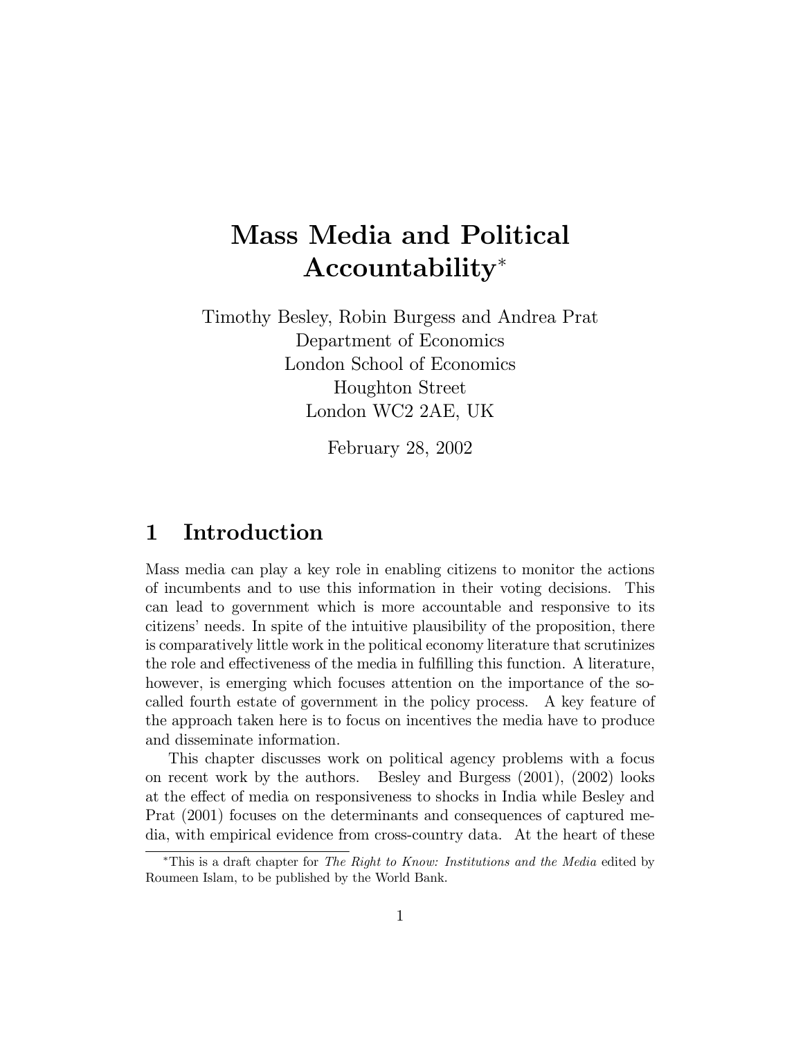# Mass Media and Political Accountability*

Timothy Besley, Robin Burgess and Andrea Prat
Department of Economics
London School of Economics
Houghton Street
London WC2 2AE, UK

February 28, 2002

## 1 Introduction

Mass media can play a key role in enabling citizens to monitor the actions of incumbents and to use this information in their voting decisions. This can lead to government which is more accountable and responsive to its citizens' needs. In spite of the intuitive plausibility of the proposition, there is comparatively little work in the political economy literature that scrutinizes the role and effectiveness of the media in fulfilling this function. A literature, however, is emerging which focuses attention on the importance of the so-called fourth estate of government in the policy process. A key feature of the approach taken here is to focus on incentives the media have to produce and disseminate information.

This chapter discusses work on political agency problems with a focus on recent work by the authors. Besley and Burgess (2001), (2002) looks at the effect of media on responsiveness to shocks in India while Besley and Prat (2001) focuses on the determinants and consequences of captured media, with empirical evidence from cross-country data. At the heart of these

*This is a draft chapter for *The Right to Know: Institutions and the Media* edited by Roumeen Islam, to be published by the World Bank.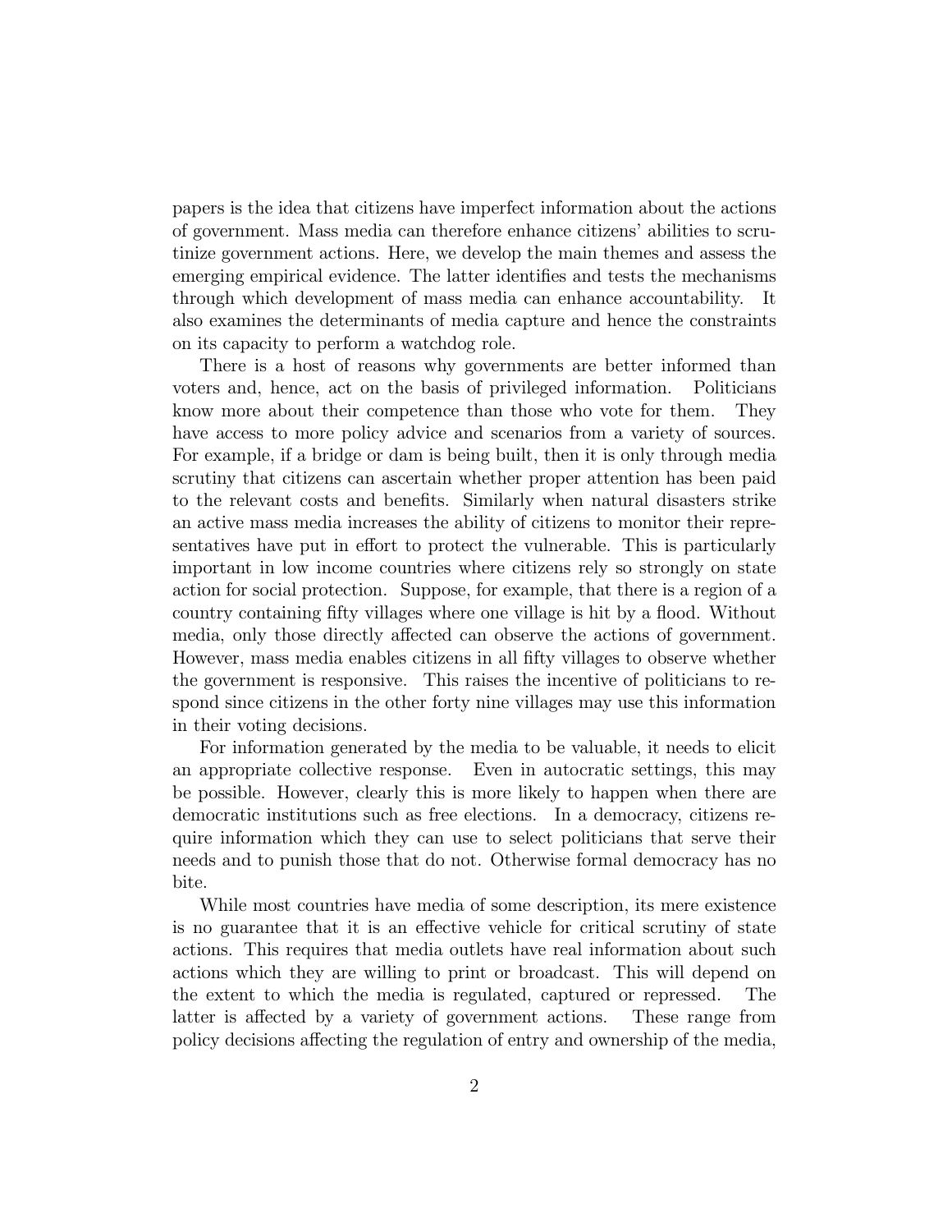papers is the idea that citizens have imperfect information about the actions of government. Mass media can therefore enhance citizens' abilities to scrutinize government actions. Here, we develop the main themes and assess the emerging empirical evidence. The latter identifies and tests the mechanisms through which development of mass media can enhance accountability. It also examines the determinants of media capture and hence the constraints on its capacity to perform a watchdog role.

There is a host of reasons why governments are better informed than voters and, hence, act on the basis of privileged information. Politicians know more about their competence than those who vote for them. They have access to more policy advice and scenarios from a variety of sources. For example, if a bridge or dam is being built, then it is only through media scrutiny that citizens can ascertain whether proper attention has been paid to the relevant costs and benefits. Similarly when natural disasters strike an active mass media increases the ability of citizens to monitor their representatives have put in effort to protect the vulnerable. This is particularly important in low income countries where citizens rely so strongly on state action for social protection. Suppose, for example, that there is a region of a country containing fifty villages where one village is hit by a flood. Without media, only those directly affected can observe the actions of government. However, mass media enables citizens in all fifty villages to observe whether the government is responsive. This raises the incentive of politicians to respond since citizens in the other forty nine villages may use this information in their voting decisions.

For information generated by the media to be valuable, it needs to elicit an appropriate collective response. Even in autocratic settings, this may be possible. However, clearly this is more likely to happen when there are democratic institutions such as free elections. In a democracy, citizens require information which they can use to select politicians that serve their needs and to punish those that do not. Otherwise formal democracy has no bite.

While most countries have media of some description, its mere existence is no guarantee that it is an effective vehicle for critical scrutiny of state actions. This requires that media outlets have real information about such actions which they are willing to print or broadcast. This will depend on the extent to which the media is regulated, captured or repressed. The latter is affected by a variety of government actions. These range from policy decisions affecting the regulation of entry and ownership of the media,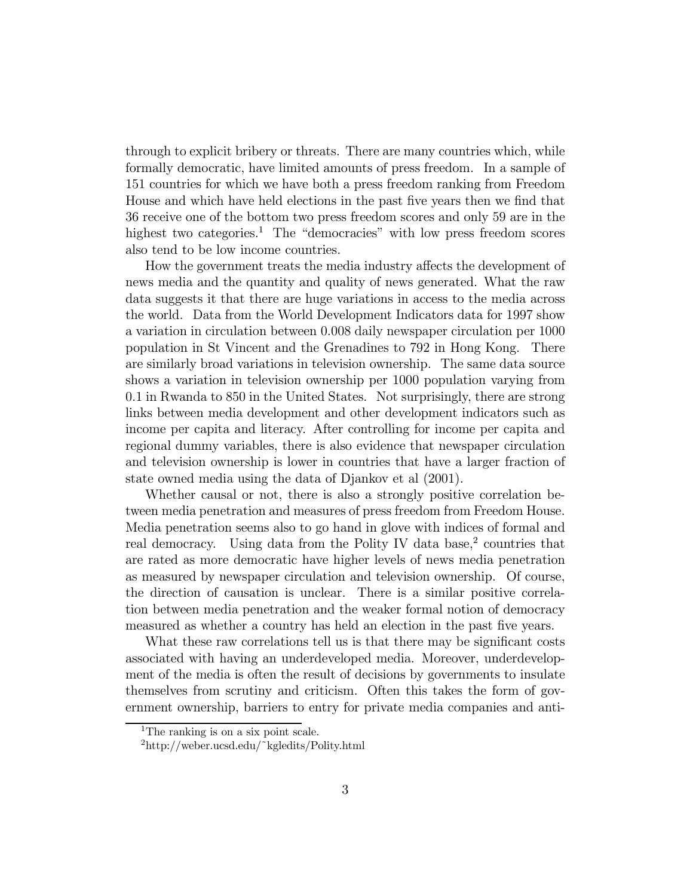through to explicit bribery or threats. There are many countries which, while formally democratic, have limited amounts of press freedom. In a sample of 151 countries for which we have both a press freedom ranking from Freedom House and which have held elections in the past five years then we find that 36 receive one of the bottom two press freedom scores and only 59 are in the highest two categories.[1] The "democracies" with low press freedom scores also tend to be low income countries.

How the government treats the media industry affects the development of news media and the quantity and quality of news generated. What the raw data suggests it that there are huge variations in access to the media across the world. Data from the World Development Indicators data for 1997 show a variation in circulation between 0.008 daily newspaper circulation per 1000 population in St Vincent and the Grenadines to 792 in Hong Kong. There are similarly broad variations in television ownership. The same data source shows a variation in television ownership per 1000 population varying from 0.1 in Rwanda to 850 in the United States. Not surprisingly, there are strong links between media development and other development indicators such as income per capita and literacy. After controlling for income per capita and regional dummy variables, there is also evidence that newspaper circulation and television ownership is lower in countries that have a larger fraction of state owned media using the data of Djankov et al (2001).

Whether causal or not, there is also a strongly positive correlation between media penetration and measures of press freedom from Freedom House. Media penetration seems also to go hand in glove with indices of formal and real democracy. Using data from the Polity IV data base,[2] countries that are rated as more democratic have higher levels of news media penetration as measured by newspaper circulation and television ownership. Of course, the direction of causation is unclear. There is a similar positive correlation between media penetration and the weaker formal notion of democracy measured as whether a country has held an election in the past five years.

What these raw correlations tell us is that there may be significant costs associated with having an underdeveloped media. Moreover, underdevelopment of the media is often the result of decisions by governments to insulate themselves from scrutiny and criticism. Often this takes the form of government ownership, barriers to entry for private media companies and anti-

[1] The ranking is on a six point scale.

[2] http://weber.ucsd.edu/~kgledits/Polity.html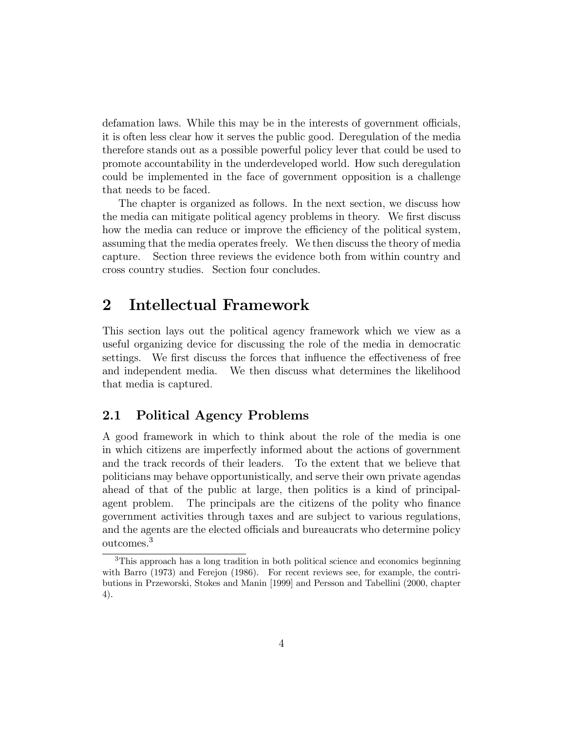defamation laws. While this may be in the interests of government officials, it is often less clear how it serves the public good. Deregulation of the media therefore stands out as a possible powerful policy lever that could be used to promote accountability in the underdeveloped world. How such deregulation could be implemented in the face of government opposition is a challenge that needs to be faced.

The chapter is organized as follows. In the next section, we discuss how the media can mitigate political agency problems in theory. We first discuss how the media can reduce or improve the efficiency of the political system, assuming that the media operates freely. We then discuss the theory of media capture. Section three reviews the evidence both from within country and cross country studies. Section four concludes.

# 2 Intellectual Framework

This section lays out the political agency framework which we view as a useful organizing device for discussing the role of the media in democratic settings. We first discuss the forces that influence the effectiveness of free and independent media. We then discuss what determines the likelihood that media is captured.

## 2.1 Political Agency Problems

A good framework in which to think about the role of the media is one in which citizens are imperfectly informed about the actions of government and the track records of their leaders. To the extent that we believe that politicians may behave opportunistically, and serve their own private agendas ahead of that of the public at large, then politics is a kind of principal-agent problem. The principals are the citizens of the polity who finance government activities through taxes and are subject to various regulations, and the agents are the elected officials and bureaucrats who determine policy outcomes.[3]

[3]This approach has a long tradition in both political science and economics beginning with Barro (1973) and Ferejon (1986). For recent reviews see, for example, the contributions in Przeworski, Stokes and Manin [1999] and Persson and Tabellini (2000, chapter 4).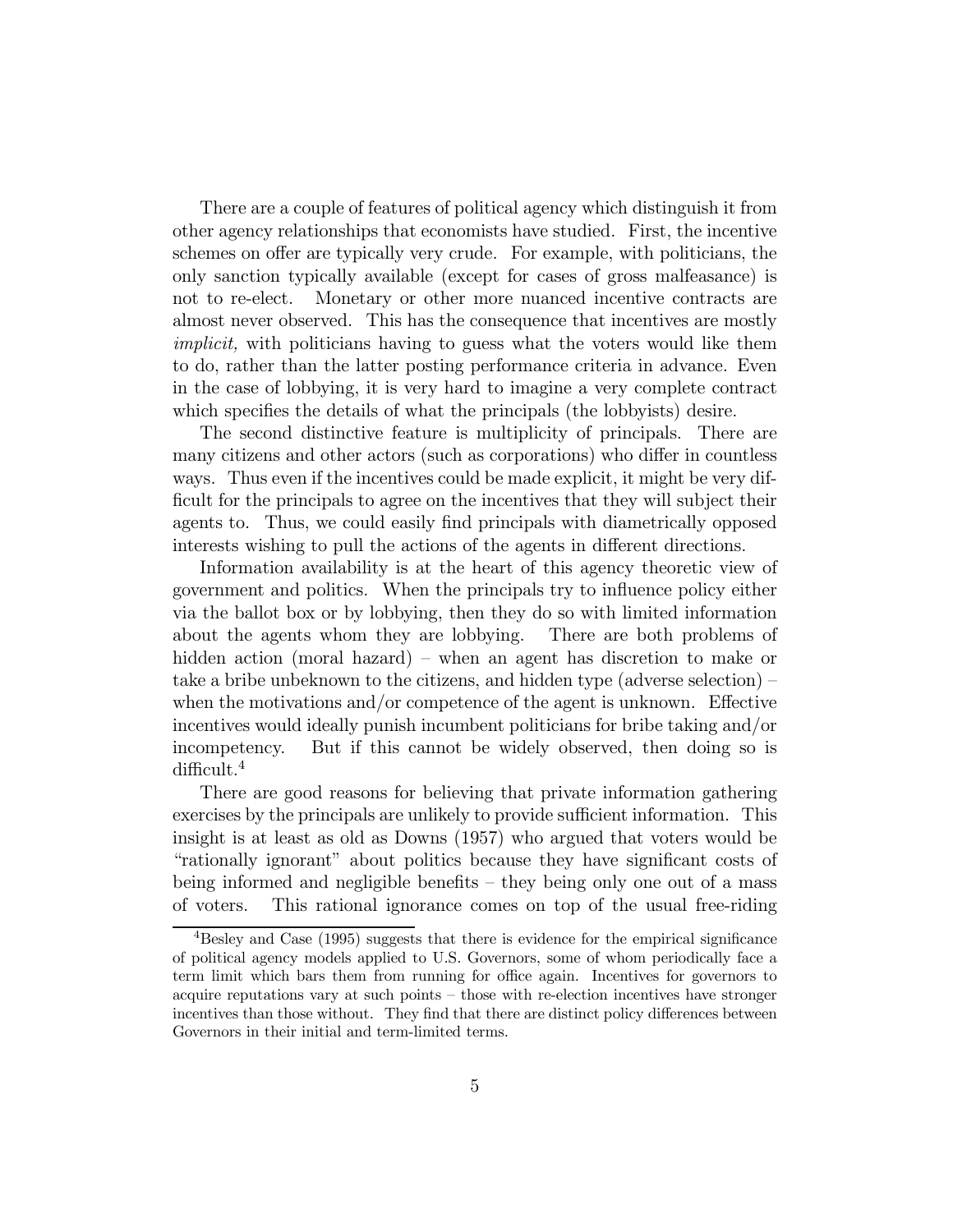There are a couple of features of political agency which distinguish it from other agency relationships that economists have studied. First, the incentive schemes on offer are typically very crude. For example, with politicians, the only sanction typically available (except for cases of gross malfeasance) is not to re-elect. Monetary or other more nuanced incentive contracts are almost never observed. This has the consequence that incentives are mostly *implicit,* with politicians having to guess what the voters would like them to do, rather than the latter posting performance criteria in advance. Even in the case of lobbying, it is very hard to imagine a very complete contract which specifies the details of what the principals (the lobbyists) desire.

The second distinctive feature is multiplicity of principals. There are many citizens and other actors (such as corporations) who differ in countless ways. Thus even if the incentives could be made explicit, it might be very difficult for the principals to agree on the incentives that they will subject their agents to. Thus, we could easily find principals with diametrically opposed interests wishing to pull the actions of the agents in different directions.

Information availability is at the heart of this agency theoretic view of government and politics. When the principals try to influence policy either via the ballot box or by lobbying, then they do so with limited information about the agents whom they are lobbying. There are both problems of hidden action (moral hazard) – when an agent has discretion to make or take a bribe unbeknown to the citizens, and hidden type (adverse selection) – when the motivations and/or competence of the agent is unknown. Effective incentives would ideally punish incumbent politicians for bribe taking and/or incompetency. But if this cannot be widely observed, then doing so is difficult.[4]

There are good reasons for believing that private information gathering exercises by the principals are unlikely to provide sufficient information. This insight is at least as old as Downs (1957) who argued that voters would be "rationally ignorant" about politics because they have significant costs of being informed and negligible benefits – they being only one out of a mass of voters. This rational ignorance comes on top of the usual free-riding

[4] Besley and Case (1995) suggests that there is evidence for the empirical significance of political agency models applied to U.S. Governors, some of whom periodically face a term limit which bars them from running for office again. Incentives for governors to acquire reputations vary at such points – those with re-election incentives have stronger incentives than those without. They find that there are distinct policy differences between Governors in their initial and term-limited terms.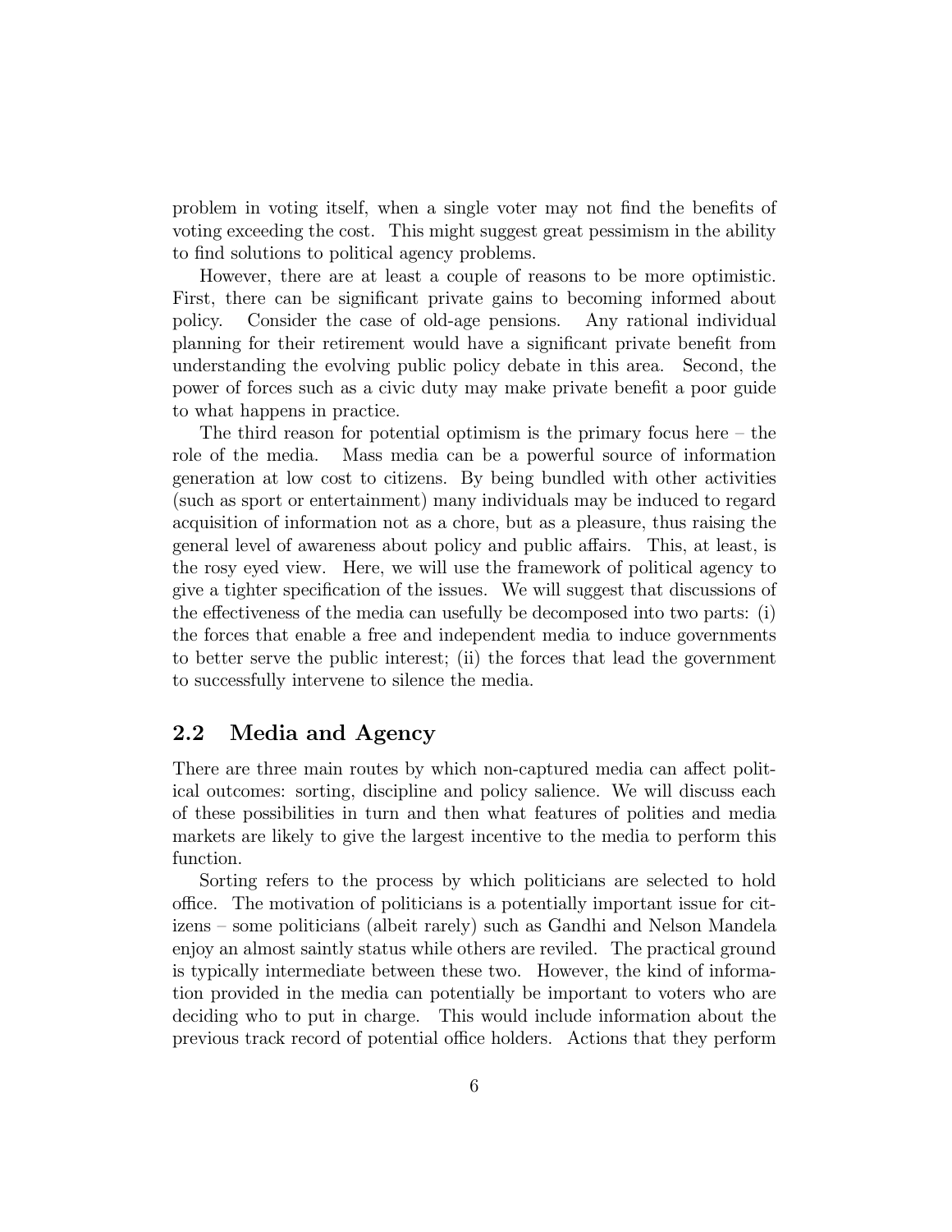problem in voting itself, when a single voter may not find the benefits of voting exceeding the cost. This might suggest great pessimism in the ability to find solutions to political agency problems.

However, there are at least a couple of reasons to be more optimistic. First, there can be significant private gains to becoming informed about policy. Consider the case of old-age pensions. Any rational individual planning for their retirement would have a significant private benefit from understanding the evolving public policy debate in this area. Second, the power of forces such as a civic duty may make private benefit a poor guide to what happens in practice.

The third reason for potential optimism is the primary focus here – the role of the media. Mass media can be a powerful source of information generation at low cost to citizens. By being bundled with other activities (such as sport or entertainment) many individuals may be induced to regard acquisition of information not as a chore, but as a pleasure, thus raising the general level of awareness about policy and public affairs. This, at least, is the rosy eyed view. Here, we will use the framework of political agency to give a tighter specification of the issues. We will suggest that discussions of the effectiveness of the media can usefully be decomposed into two parts: (i) the forces that enable a free and independent media to induce governments to better serve the public interest; (ii) the forces that lead the government to successfully intervene to silence the media.

## 2.2 Media and Agency

There are three main routes by which non-captured media can affect political outcomes: sorting, discipline and policy salience. We will discuss each of these possibilities in turn and then what features of polities and media markets are likely to give the largest incentive to the media to perform this function.

Sorting refers to the process by which politicians are selected to hold office. The motivation of politicians is a potentially important issue for citizens – some politicians (albeit rarely) such as Gandhi and Nelson Mandela enjoy an almost saintly status while others are reviled. The practical ground is typically intermediate between these two. However, the kind of information provided in the media can potentially be important to voters who are deciding who to put in charge. This would include information about the previous track record of potential office holders. Actions that they perform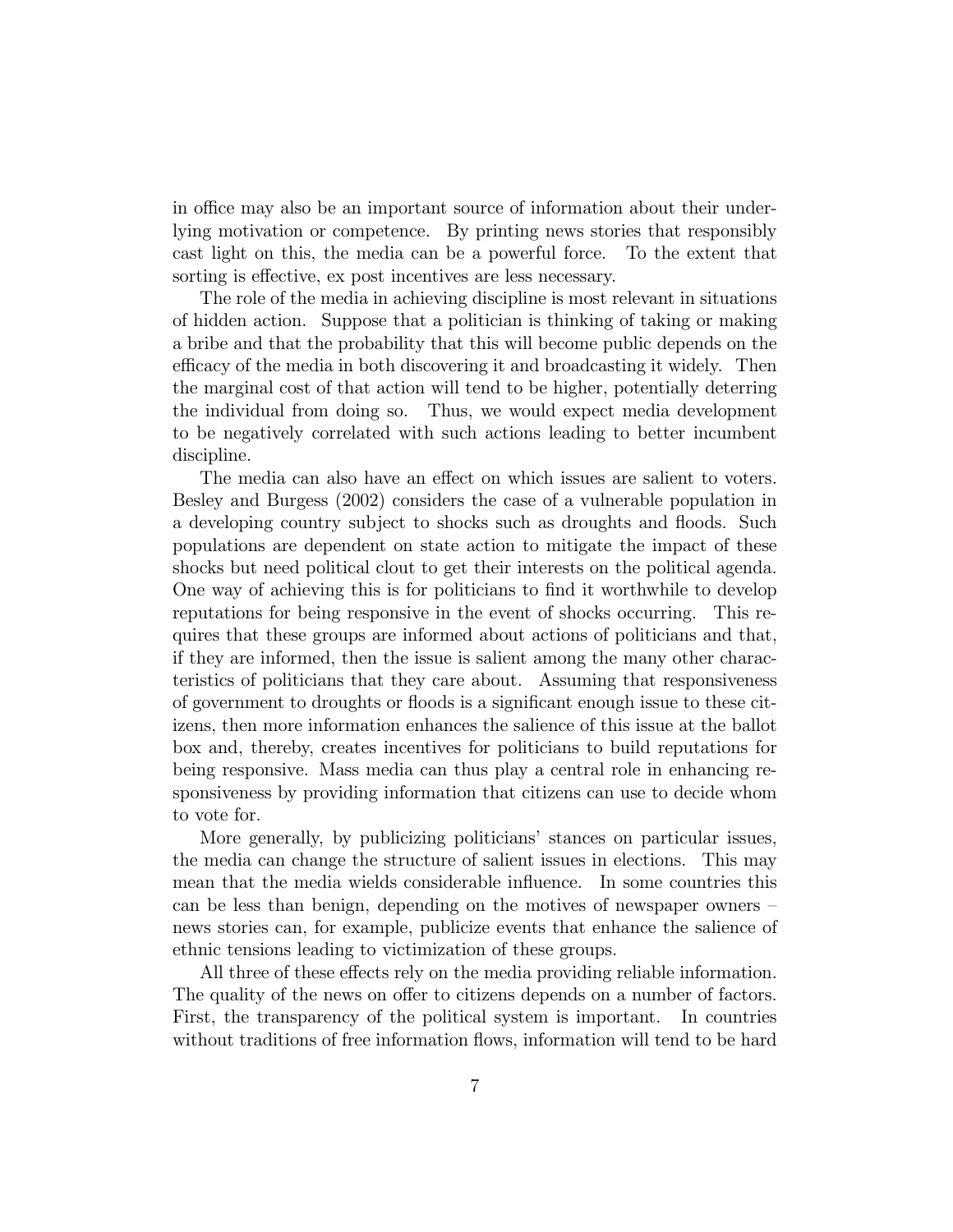in office may also be an important source of information about their underlying motivation or competence. By printing news stories that responsibly cast light on this, the media can be a powerful force. To the extent that sorting is effective, ex post incentives are less necessary.

The role of the media in achieving discipline is most relevant in situations of hidden action. Suppose that a politician is thinking of taking or making a bribe and that the probability that this will become public depends on the efficacy of the media in both discovering it and broadcasting it widely. Then the marginal cost of that action will tend to be higher, potentially deterring the individual from doing so. Thus, we would expect media development to be negatively correlated with such actions leading to better incumbent discipline.

The media can also have an effect on which issues are salient to voters. Besley and Burgess (2002) considers the case of a vulnerable population in a developing country subject to shocks such as droughts and floods. Such populations are dependent on state action to mitigate the impact of these shocks but need political clout to get their interests on the political agenda. One way of achieving this is for politicians to find it worthwhile to develop reputations for being responsive in the event of shocks occurring. This requires that these groups are informed about actions of politicians and that, if they are informed, then the issue is salient among the many other characteristics of politicians that they care about. Assuming that responsiveness of government to droughts or floods is a significant enough issue to these citizens, then more information enhances the salience of this issue at the ballot box and, thereby, creates incentives for politicians to build reputations for being responsive. Mass media can thus play a central role in enhancing responsiveness by providing information that citizens can use to decide whom to vote for.

More generally, by publicizing politicians' stances on particular issues, the media can change the structure of salient issues in elections. This may mean that the media wields considerable influence. In some countries this can be less than benign, depending on the motives of newspaper owners – news stories can, for example, publicize events that enhance the salience of ethnic tensions leading to victimization of these groups.

All three of these effects rely on the media providing reliable information. The quality of the news on offer to citizens depends on a number of factors. First, the transparency of the political system is important. In countries without traditions of free information flows, information will tend to be hard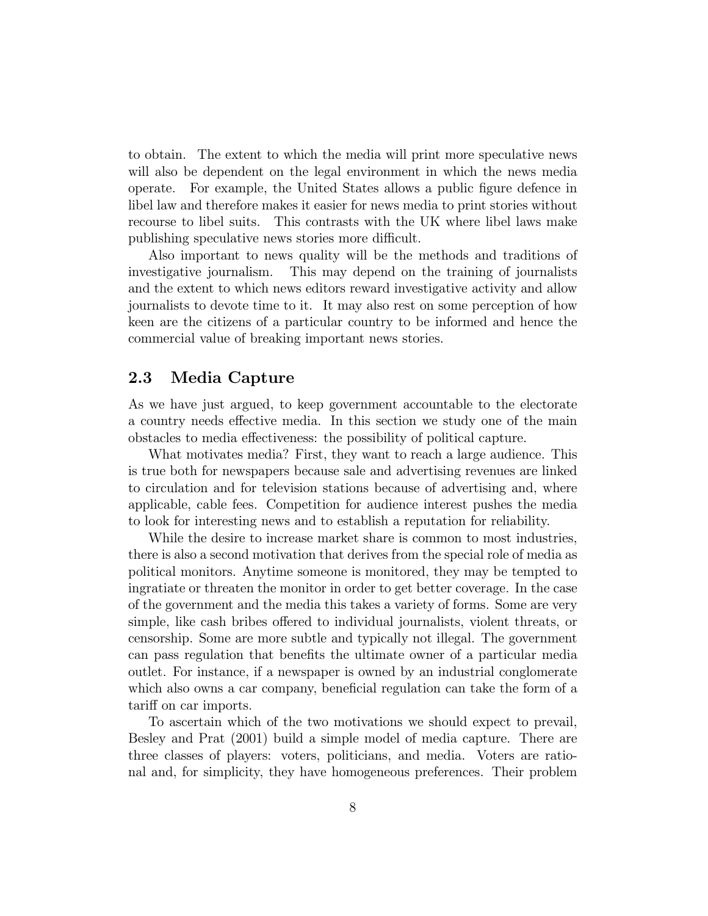to obtain. The extent to which the media will print more speculative news will also be dependent on the legal environment in which the news media operate. For example, the United States allows a public figure defence in libel law and therefore makes it easier for news media to print stories without recourse to libel suits. This contrasts with the UK where libel laws make publishing speculative news stories more difficult.

Also important to news quality will be the methods and traditions of investigative journalism. This may depend on the training of journalists and the extent to which news editors reward investigative activity and allow journalists to devote time to it. It may also rest on some perception of how keen are the citizens of a particular country to be informed and hence the commercial value of breaking important news stories.

## 2.3 Media Capture

As we have just argued, to keep government accountable to the electorate a country needs effective media. In this section we study one of the main obstacles to media effectiveness: the possibility of political capture.

What motivates media? First, they want to reach a large audience. This is true both for newspapers because sale and advertising revenues are linked to circulation and for television stations because of advertising and, where applicable, cable fees. Competition for audience interest pushes the media to look for interesting news and to establish a reputation for reliability.

While the desire to increase market share is common to most industries, there is also a second motivation that derives from the special role of media as political monitors. Anytime someone is monitored, they may be tempted to ingratiate or threaten the monitor in order to get better coverage. In the case of the government and the media this takes a variety of forms. Some are very simple, like cash bribes offered to individual journalists, violent threats, or censorship. Some are more subtle and typically not illegal. The government can pass regulation that benefits the ultimate owner of a particular media outlet. For instance, if a newspaper is owned by an industrial conglomerate which also owns a car company, beneficial regulation can take the form of a tariff on car imports.

To ascertain which of the two motivations we should expect to prevail, Besley and Prat (2001) build a simple model of media capture. There are three classes of players: voters, politicians, and media. Voters are rational and, for simplicity, they have homogeneous preferences. Their problem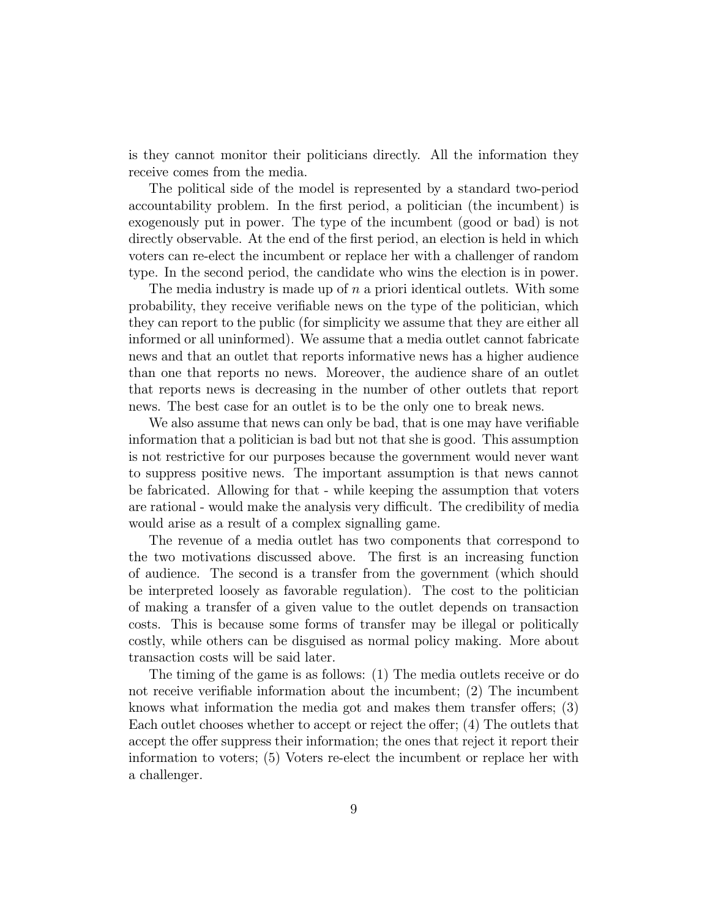is they cannot monitor their politicians directly. All the information they receive comes from the media.

The political side of the model is represented by a standard two-period accountability problem. In the first period, a politician (the incumbent) is exogenously put in power. The type of the incumbent (good or bad) is not directly observable. At the end of the first period, an election is held in which voters can re-elect the incumbent or replace her with a challenger of random type. In the second period, the candidate who wins the election is in power.

The media industry is made up of $n$ a priori identical outlets. With some probability, they receive verifiable news on the type of the politician, which they can report to the public (for simplicity we assume that they are either all informed or all uninformed). We assume that a media outlet cannot fabricate news and that an outlet that reports informative news has a higher audience than one that reports no news. Moreover, the audience share of an outlet that reports news is decreasing in the number of other outlets that report news. The best case for an outlet is to be the only one to break news.

We also assume that news can only be bad, that is one may have verifiable information that a politician is bad but not that she is good. This assumption is not restrictive for our purposes because the government would never want to suppress positive news. The important assumption is that news cannot be fabricated. Allowing for that - while keeping the assumption that voters are rational - would make the analysis very difficult. The credibility of media would arise as a result of a complex signalling game.

The revenue of a media outlet has two components that correspond to the two motivations discussed above. The first is an increasing function of audience. The second is a transfer from the government (which should be interpreted loosely as favorable regulation). The cost to the politician of making a transfer of a given value to the outlet depends on transaction costs. This is because some forms of transfer may be illegal or politically costly, while others can be disguised as normal policy making. More about transaction costs will be said later.

The timing of the game is as follows: (1) The media outlets receive or do not receive verifiable information about the incumbent; (2) The incumbent knows what information the media got and makes them transfer offers; (3) Each outlet chooses whether to accept or reject the offer; (4) The outlets that accept the offer suppress their information; the ones that reject it report their information to voters; (5) Voters re-elect the incumbent or replace her with a challenger.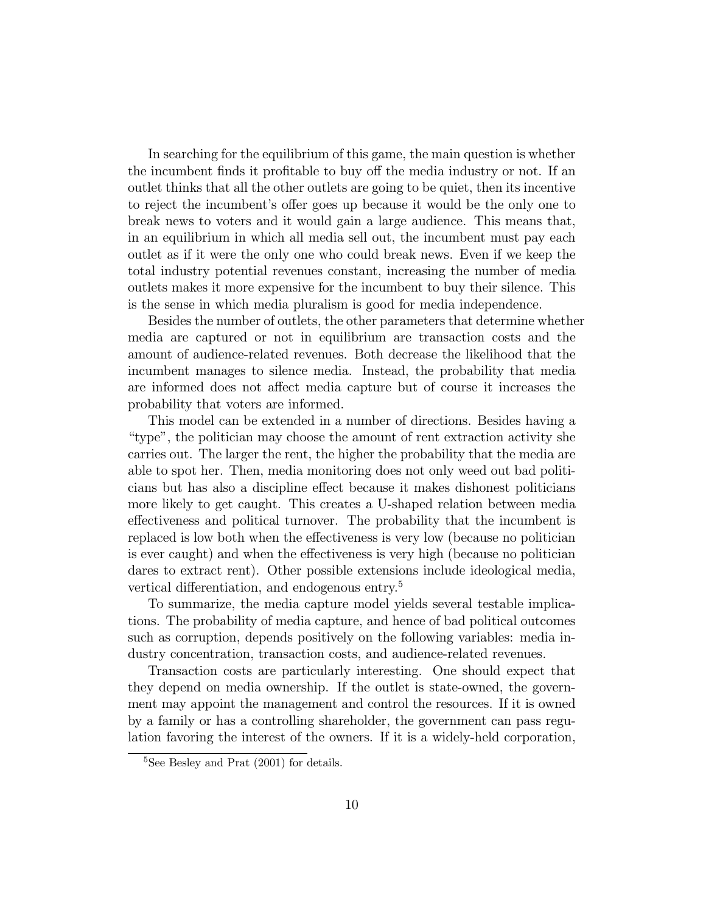In searching for the equilibrium of this game, the main question is whether the incumbent finds it profitable to buy off the media industry or not. If an outlet thinks that all the other outlets are going to be quiet, then its incentive to reject the incumbent's offer goes up because it would be the only one to break news to voters and it would gain a large audience. This means that, in an equilibrium in which all media sell out, the incumbent must pay each outlet as if it were the only one who could break news. Even if we keep the total industry potential revenues constant, increasing the number of media outlets makes it more expensive for the incumbent to buy their silence. This is the sense in which media pluralism is good for media independence.

Besides the number of outlets, the other parameters that determine whether media are captured or not in equilibrium are transaction costs and the amount of audience-related revenues. Both decrease the likelihood that the incumbent manages to silence media. Instead, the probability that media are informed does not affect media capture but of course it increases the probability that voters are informed.

This model can be extended in a number of directions. Besides having a "type", the politician may choose the amount of rent extraction activity she carries out. The larger the rent, the higher the probability that the media are able to spot her. Then, media monitoring does not only weed out bad politicians but has also a discipline effect because it makes dishonest politicians more likely to get caught. This creates a U-shaped relation between media effectiveness and political turnover. The probability that the incumbent is replaced is low both when the effectiveness is very low (because no politician is ever caught) and when the effectiveness is very high (because no politician dares to extract rent). Other possible extensions include ideological media, vertical differentiation, and endogenous entry.[5]

To summarize, the media capture model yields several testable implications. The probability of media capture, and hence of bad political outcomes such as corruption, depends positively on the following variables: media industry concentration, transaction costs, and audience-related revenues.

Transaction costs are particularly interesting. One should expect that they depend on media ownership. If the outlet is state-owned, the government may appoint the management and control the resources. If it is owned by a family or has a controlling shareholder, the government can pass regulation favoring the interest of the owners. If it is a widely-held corporation,

[5]See Besley and Prat (2001) for details.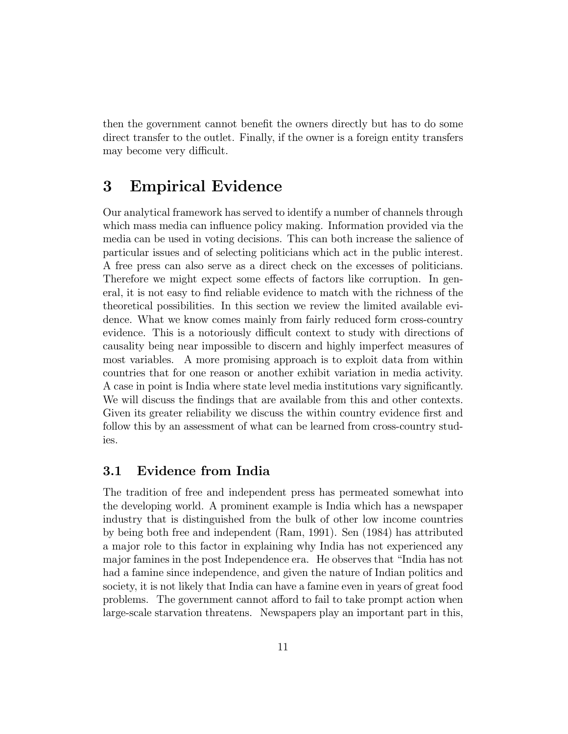then the government cannot benefit the owners directly but has to do some direct transfer to the outlet. Finally, if the owner is a foreign entity transfers may become very difficult.

# 3 Empirical Evidence

Our analytical framework has served to identify a number of channels through which mass media can influence policy making. Information provided via the media can be used in voting decisions. This can both increase the salience of particular issues and of selecting politicians which act in the public interest. A free press can also serve as a direct check on the excesses of politicians. Therefore we might expect some effects of factors like corruption. In general, it is not easy to find reliable evidence to match with the richness of the theoretical possibilities. In this section we review the limited available evidence. What we know comes mainly from fairly reduced form cross-country evidence. This is a notoriously difficult context to study with directions of causality being near impossible to discern and highly imperfect measures of most variables. A more promising approach is to exploit data from within countries that for one reason or another exhibit variation in media activity. A case in point is India where state level media institutions vary significantly. We will discuss the findings that are available from this and other contexts. Given its greater reliability we discuss the within country evidence first and follow this by an assessment of what can be learned from cross-country studies.

## 3.1 Evidence from India

The tradition of free and independent press has permeated somewhat into the developing world. A prominent example is India which has a newspaper industry that is distinguished from the bulk of other low income countries by being both free and independent (Ram, 1991). Sen (1984) has attributed a major role to this factor in explaining why India has not experienced any major famines in the post Independence era. He observes that "India has not had a famine since independence, and given the nature of Indian politics and society, it is not likely that India can have a famine even in years of great food problems. The government cannot afford to fail to take prompt action when large-scale starvation threatens. Newspapers play an important part in this,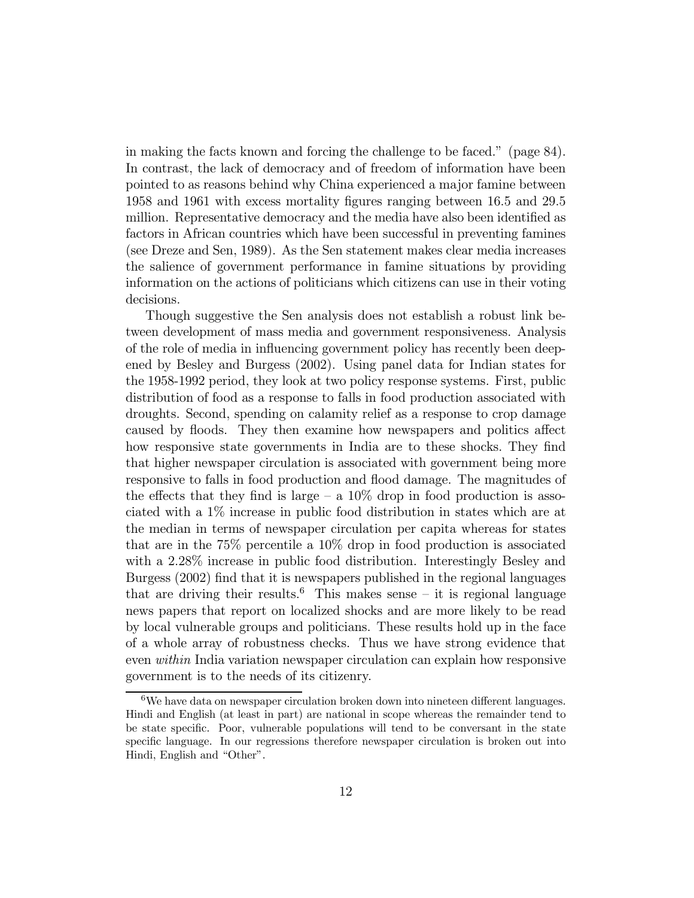in making the facts known and forcing the challenge to be faced." (page 84). In contrast, the lack of democracy and of freedom of information have been pointed to as reasons behind why China experienced a major famine between 1958 and 1961 with excess mortality figures ranging between 16.5 and 29.5 million. Representative democracy and the media have also been identified as factors in African countries which have been successful in preventing famines (see Dreze and Sen, 1989). As the Sen statement makes clear media increases the salience of government performance in famine situations by providing information on the actions of politicians which citizens can use in their voting decisions.

Though suggestive the Sen analysis does not establish a robust link between development of mass media and government responsiveness. Analysis of the role of media in influencing government policy has recently been deepened by Besley and Burgess (2002). Using panel data for Indian states for the 1958-1992 period, they look at two policy response systems. First, public distribution of food as a response to falls in food production associated with droughts. Second, spending on calamity relief as a response to crop damage caused by floods. They then examine how newspapers and politics affect how responsive state governments in India are to these shocks. They find that higher newspaper circulation is associated with government being more responsive to falls in food production and flood damage. The magnitudes of the effects that they find is large – a 10% drop in food production is associated with a 1% increase in public food distribution in states which are at the median in terms of newspaper circulation per capita whereas for states that are in the 75% percentile a 10% drop in food production is associated with a 2.28% increase in public food distribution. Interestingly Besley and Burgess (2002) find that it is newspapers published in the regional languages that are driving their results.[6] This makes sense – it is regional language news papers that report on localized shocks and are more likely to be read by local vulnerable groups and politicians. These results hold up in the face of a whole array of robustness checks. Thus we have strong evidence that even *within* India variation newspaper circulation can explain how responsive government is to the needs of its citizenry.

[6] We have data on newspaper circulation broken down into nineteen different languages. Hindi and English (at least in part) are national in scope whereas the remainder tend to be state specific. Poor, vulnerable populations will tend to be conversant in the state specific language. In our regressions therefore newspaper circulation is broken out into Hindi, English and "Other".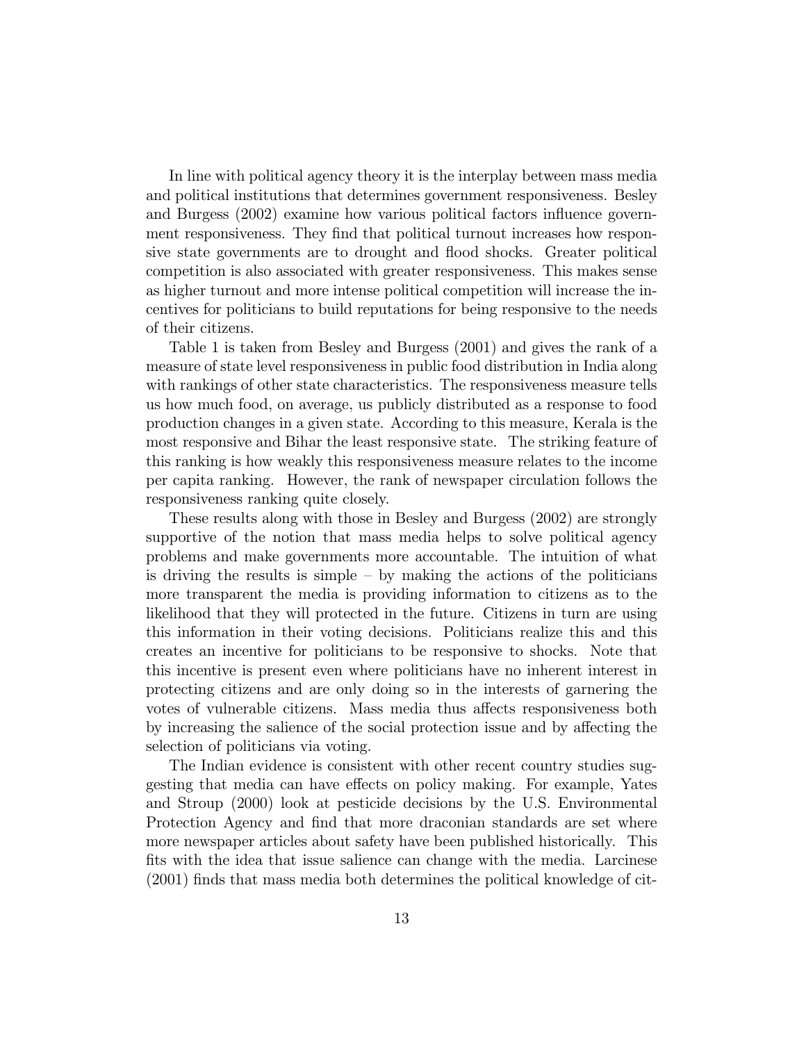In line with political agency theory it is the interplay between mass media and political institutions that determines government responsiveness. Besley and Burgess (2002) examine how various political factors influence government responsiveness. They find that political turnout increases how responsive state governments are to drought and flood shocks. Greater political competition is also associated with greater responsiveness. This makes sense as higher turnout and more intense political competition will increase the incentives for politicians to build reputations for being responsive to the needs of their citizens.

Table 1 is taken from Besley and Burgess (2001) and gives the rank of a measure of state level responsiveness in public food distribution in India along with rankings of other state characteristics. The responsiveness measure tells us how much food, on average, us publicly distributed as a response to food production changes in a given state. According to this measure, Kerala is the most responsive and Bihar the least responsive state. The striking feature of this ranking is how weakly this responsiveness measure relates to the income per capita ranking. However, the rank of newspaper circulation follows the responsiveness ranking quite closely.

These results along with those in Besley and Burgess (2002) are strongly supportive of the notion that mass media helps to solve political agency problems and make governments more accountable. The intuition of what is driving the results is simple – by making the actions of the politicians more transparent the media is providing information to citizens as to the likelihood that they will protected in the future. Citizens in turn are using this information in their voting decisions. Politicians realize this and this creates an incentive for politicians to be responsive to shocks. Note that this incentive is present even where politicians have no inherent interest in protecting citizens and are only doing so in the interests of garnering the votes of vulnerable citizens. Mass media thus affects responsiveness both by increasing the salience of the social protection issue and by affecting the selection of politicians via voting.

The Indian evidence is consistent with other recent country studies suggesting that media can have effects on policy making. For example, Yates and Stroup (2000) look at pesticide decisions by the U.S. Environmental Protection Agency and find that more draconian standards are set where more newspaper articles about safety have been published historically. This fits with the idea that issue salience can change with the media. Larcinese (2001) finds that mass media both determines the political knowledge of cit-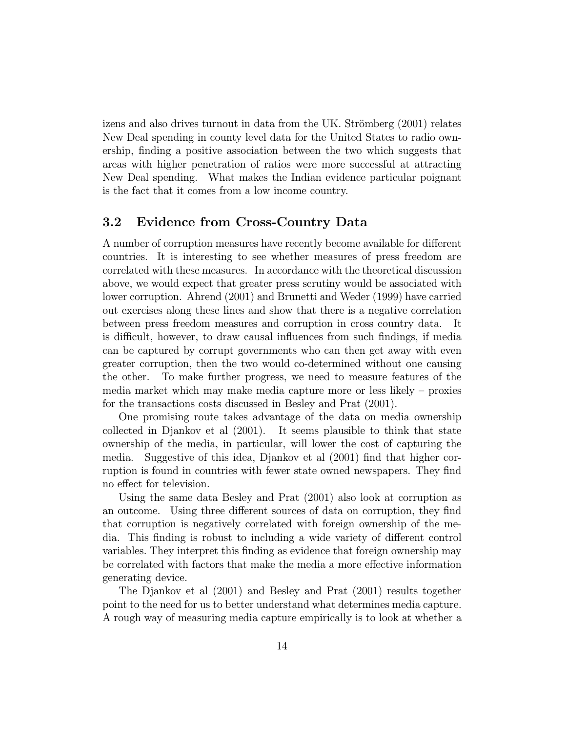izens and also drives turnout in data from the UK. Strömberg (2001) relates New Deal spending in county level data for the United States to radio ownership, finding a positive association between the two which suggests that areas with higher penetration of ratios were more successful at attracting New Deal spending. What makes the Indian evidence particular poignant is the fact that it comes from a low income country.

### 3.2 Evidence from Cross-Country Data

A number of corruption measures have recently become available for different countries. It is interesting to see whether measures of press freedom are correlated with these measures. In accordance with the theoretical discussion above, we would expect that greater press scrutiny would be associated with lower corruption. Ahrend (2001) and Brunetti and Weder (1999) have carried out exercises along these lines and show that there is a negative correlation between press freedom measures and corruption in cross country data. It is difficult, however, to draw causal influences from such findings, if media can be captured by corrupt governments who can then get away with even greater corruption, then the two would co-determined without one causing the other. To make further progress, we need to measure features of the media market which may make media capture more or less likely – proxies for the transactions costs discussed in Besley and Prat (2001).

One promising route takes advantage of the data on media ownership collected in Djankov et al (2001). It seems plausible to think that state ownership of the media, in particular, will lower the cost of capturing the media. Suggestive of this idea, Djankov et al (2001) find that higher corruption is found in countries with fewer state owned newspapers. They find no effect for television.

Using the same data Besley and Prat (2001) also look at corruption as an outcome. Using three different sources of data on corruption, they find that corruption is negatively correlated with foreign ownership of the media. This finding is robust to including a wide variety of different control variables. They interpret this finding as evidence that foreign ownership may be correlated with factors that make the media a more effective information generating device.

The Djankov et al (2001) and Besley and Prat (2001) results together point to the need for us to better understand what determines media capture. A rough way of measuring media capture empirically is to look at whether a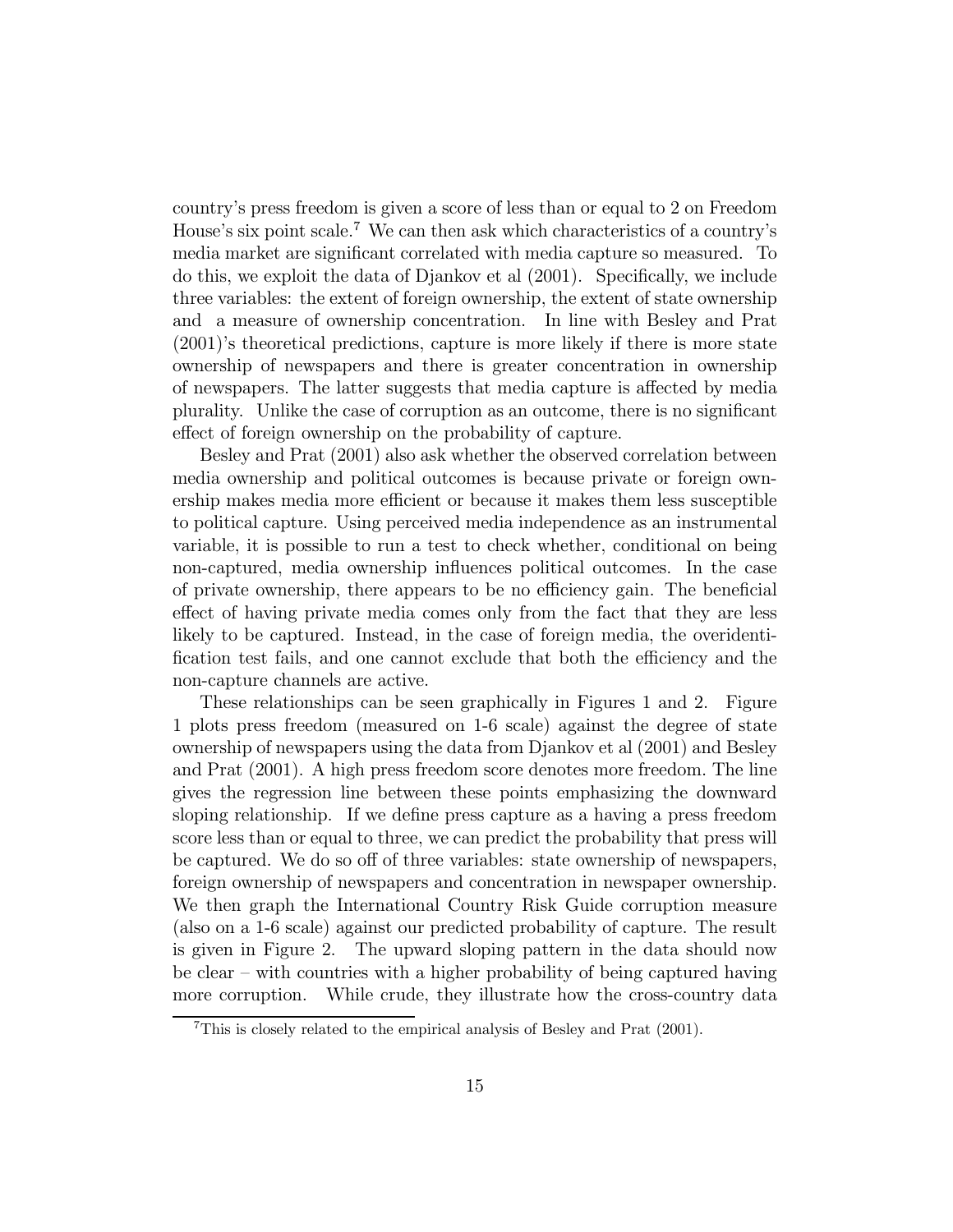country's press freedom is given a score of less than or equal to 2 on Freedom House's six point scale.[7] We can then ask which characteristics of a country's media market are significant correlated with media capture so measured. To do this, we exploit the data of Djankov et al (2001). Specifically, we include three variables: the extent of foreign ownership, the extent of state ownership and a measure of ownership concentration. In line with Besley and Prat (2001)'s theoretical predictions, capture is more likely if there is more state ownership of newspapers and there is greater concentration in ownership of newspapers. The latter suggests that media capture is affected by media plurality. Unlike the case of corruption as an outcome, there is no significant effect of foreign ownership on the probability of capture.

Besley and Prat (2001) also ask whether the observed correlation between media ownership and political outcomes is because private or foreign ownership makes media more efficient or because it makes them less susceptible to political capture. Using perceived media independence as an instrumental variable, it is possible to run a test to check whether, conditional on being non-captured, media ownership influences political outcomes. In the case of private ownership, there appears to be no efficiency gain. The beneficial effect of having private media comes only from the fact that they are less likely to be captured. Instead, in the case of foreign media, the overidentification test fails, and one cannot exclude that both the efficiency and the non-capture channels are active.

These relationships can be seen graphically in Figures 1 and 2. Figure 1 plots press freedom (measured on 1-6 scale) against the degree of state ownership of newspapers using the data from Djankov et al (2001) and Besley and Prat (2001). A high press freedom score denotes more freedom. The line gives the regression line between these points emphasizing the downward sloping relationship. If we define press capture as a having a press freedom score less than or equal to three, we can predict the probability that press will be captured. We do so off of three variables: state ownership of newspapers, foreign ownership of newspapers and concentration in newspaper ownership. We then graph the International Country Risk Guide corruption measure (also on a 1-6 scale) against our predicted probability of capture. The result is given in Figure 2. The upward sloping pattern in the data should now be clear – with countries with a higher probability of being captured having more corruption. While crude, they illustrate how the cross-country data

[7] This is closely related to the empirical analysis of Besley and Prat (2001).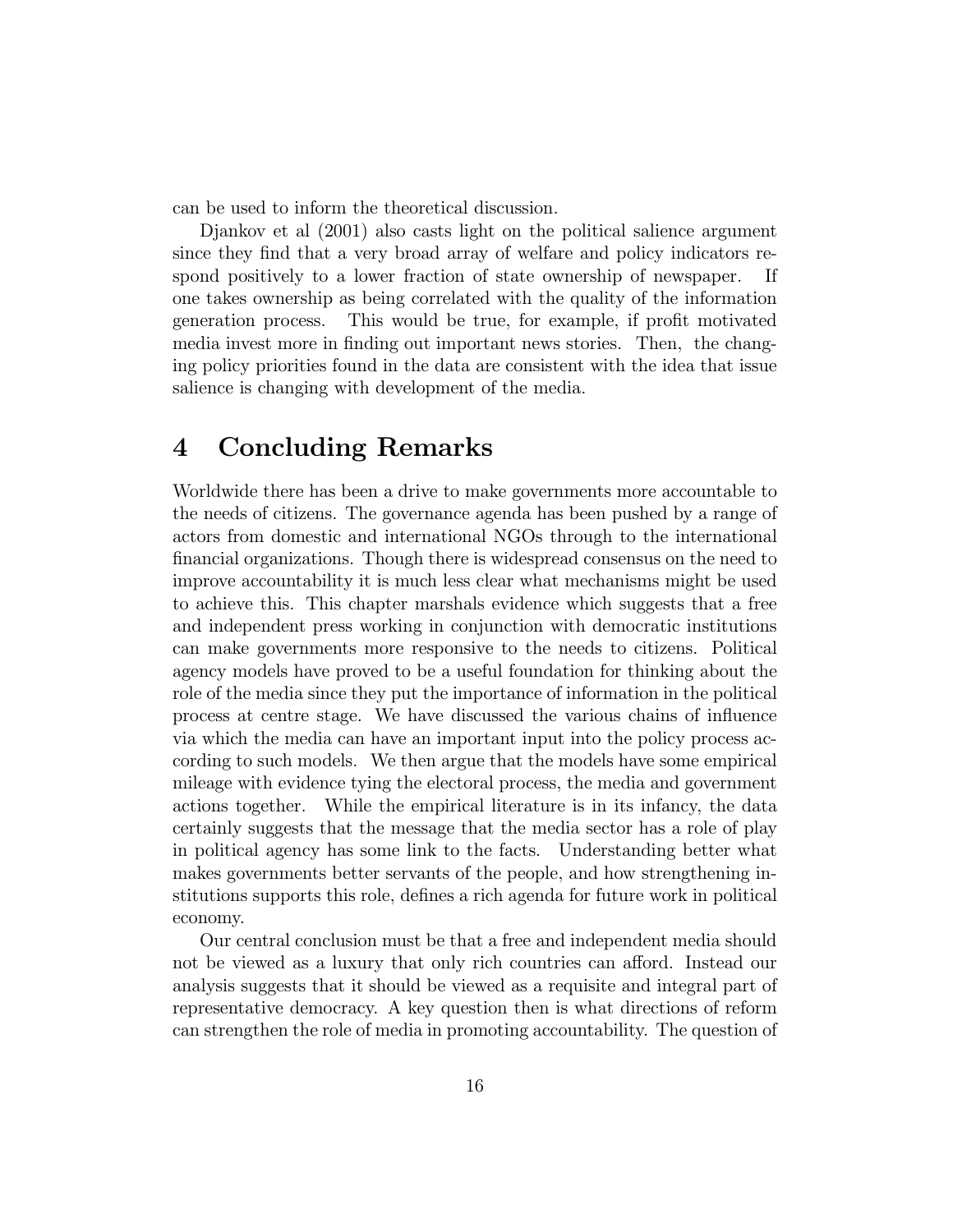can be used to inform the theoretical discussion.

Djankov et al (2001) also casts light on the political salience argument since they find that a very broad array of welfare and policy indicators respond positively to a lower fraction of state ownership of newspaper. If one takes ownership as being correlated with the quality of the information generation process. This would be true, for example, if profit motivated media invest more in finding out important news stories. Then, the changing policy priorities found in the data are consistent with the idea that issue salience is changing with development of the media.

# 4 Concluding Remarks

Worldwide there has been a drive to make governments more accountable to the needs of citizens. The governance agenda has been pushed by a range of actors from domestic and international NGOs through to the international financial organizations. Though there is widespread consensus on the need to improve accountability it is much less clear what mechanisms might be used to achieve this. This chapter marshals evidence which suggests that a free and independent press working in conjunction with democratic institutions can make governments more responsive to the needs to citizens. Political agency models have proved to be a useful foundation for thinking about the role of the media since they put the importance of information in the political process at centre stage. We have discussed the various chains of influence via which the media can have an important input into the policy process according to such models. We then argue that the models have some empirical mileage with evidence tying the electoral process, the media and government actions together. While the empirical literature is in its infancy, the data certainly suggests that the message that the media sector has a role of play in political agency has some link to the facts. Understanding better what makes governments better servants of the people, and how strengthening institutions supports this role, defines a rich agenda for future work in political economy.

Our central conclusion must be that a free and independent media should not be viewed as a luxury that only rich countries can afford. Instead our analysis suggests that it should be viewed as a requisite and integral part of representative democracy. A key question then is what directions of reform can strengthen the role of media in promoting accountability. The question of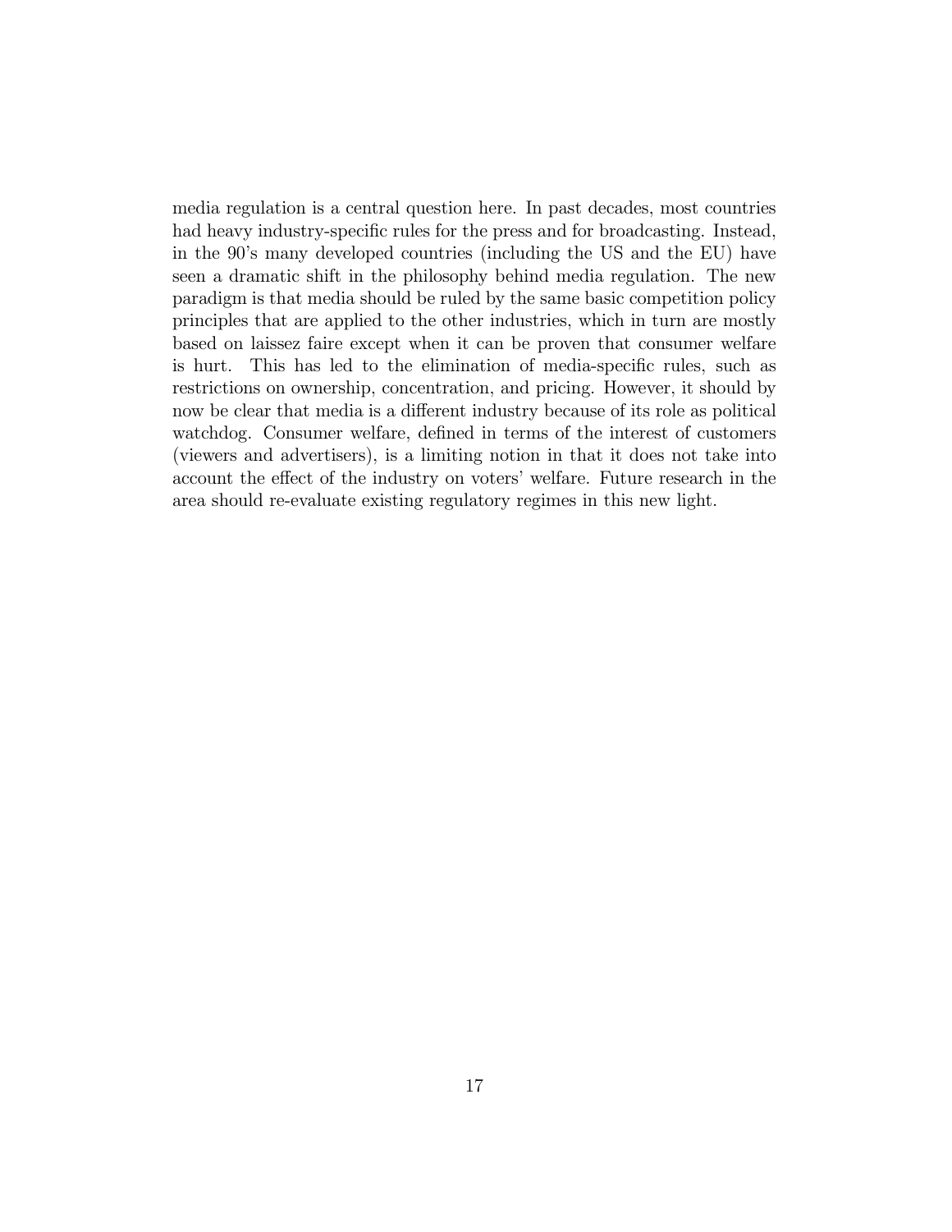media regulation is a central question here. In past decades, most countries had heavy industry-specific rules for the press and for broadcasting. Instead, in the 90's many developed countries (including the US and the EU) have seen a dramatic shift in the philosophy behind media regulation. The new paradigm is that media should be ruled by the same basic competition policy principles that are applied to the other industries, which in turn are mostly based on laissez faire except when it can be proven that consumer welfare is hurt. This has led to the elimination of media-specific rules, such as restrictions on ownership, concentration, and pricing. However, it should by now be clear that media is a different industry because of its role as political watchdog. Consumer welfare, defined in terms of the interest of customers (viewers and advertisers), is a limiting notion in that it does not take into account the effect of the industry on voters' welfare. Future research in the area should re-evaluate existing regulatory regimes in this new light.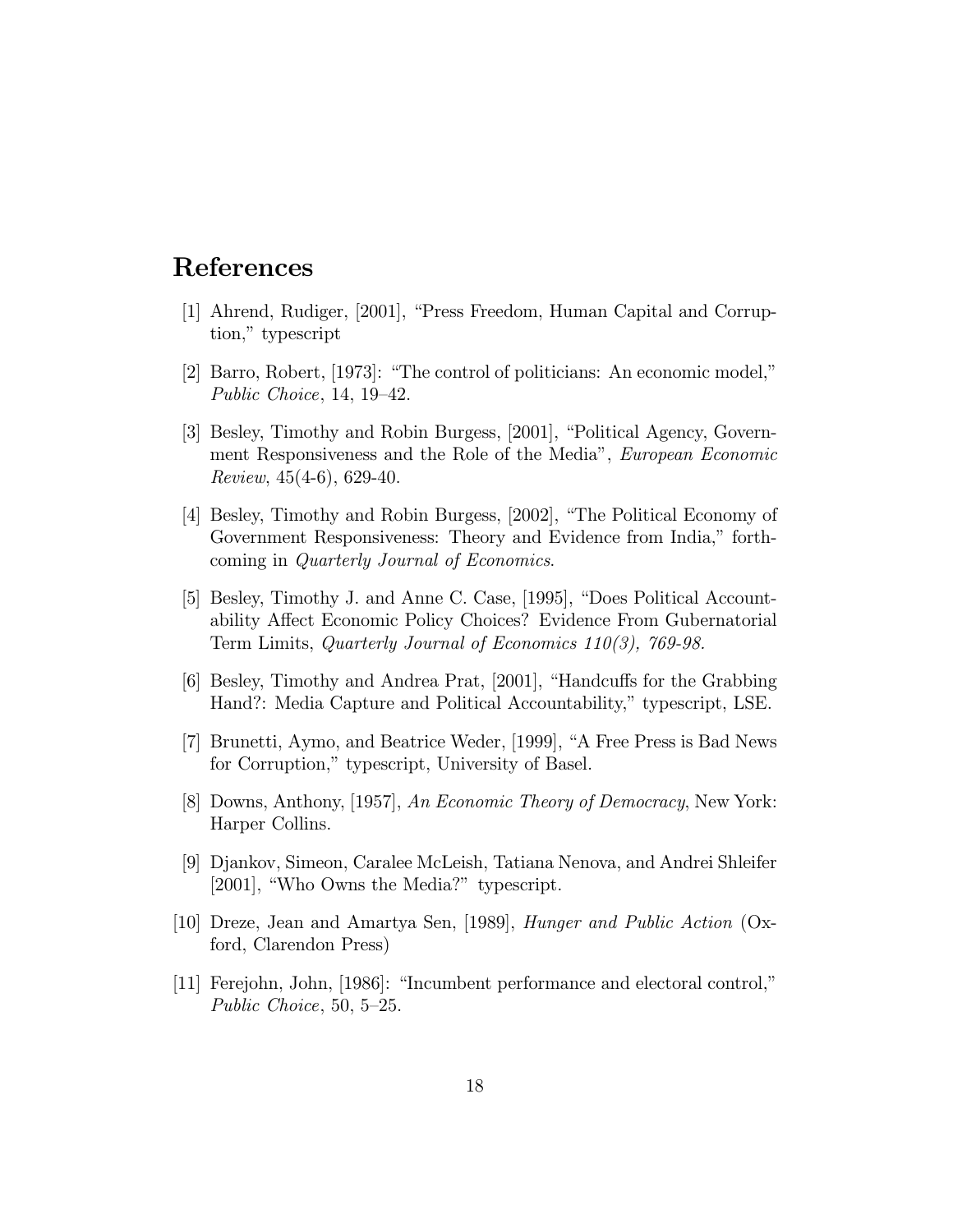# References

[1] Ahrend, Rudiger, [2001], "Press Freedom, Human Capital and Corruption," typescript

[2] Barro, Robert, [1973]: "The control of politicians: An economic model," *Public Choice*, 14, 19–42.

[3] Besley, Timothy and Robin Burgess, [2001], "Political Agency, Government Responsiveness and the Role of the Media", *European Economic Review*, 45(4-6), 629-40.

[4] Besley, Timothy and Robin Burgess, [2002], "The Political Economy of Government Responsiveness: Theory and Evidence from India," forthcoming in *Quarterly Journal of Economics*.

[5] Besley, Timothy J. and Anne C. Case, [1995], "Does Political Accountability Affect Economic Policy Choices? Evidence From Gubernatorial Term Limits, *Quarterly Journal of Economics 110(3), 769-98.*

[6] Besley, Timothy and Andrea Prat, [2001], "Handcuffs for the Grabbing Hand?: Media Capture and Political Accountability," typescript, LSE.

[7] Brunetti, Aymo, and Beatrice Weder, [1999], "A Free Press is Bad News for Corruption," typescript, University of Basel.

[8] Downs, Anthony, [1957], *An Economic Theory of Democracy*, New York: Harper Collins.

[9] Djankov, Simeon, Caralee McLeish, Tatiana Nenova, and Andrei Shleifer [2001], "Who Owns the Media?" typescript.

[10] Dreze, Jean and Amartya Sen, [1989], *Hunger and Public Action* (Oxford, Clarendon Press)

[11] Ferejohn, John, [1986]: "Incumbent performance and electoral control," *Public Choice*, 50, 5–25.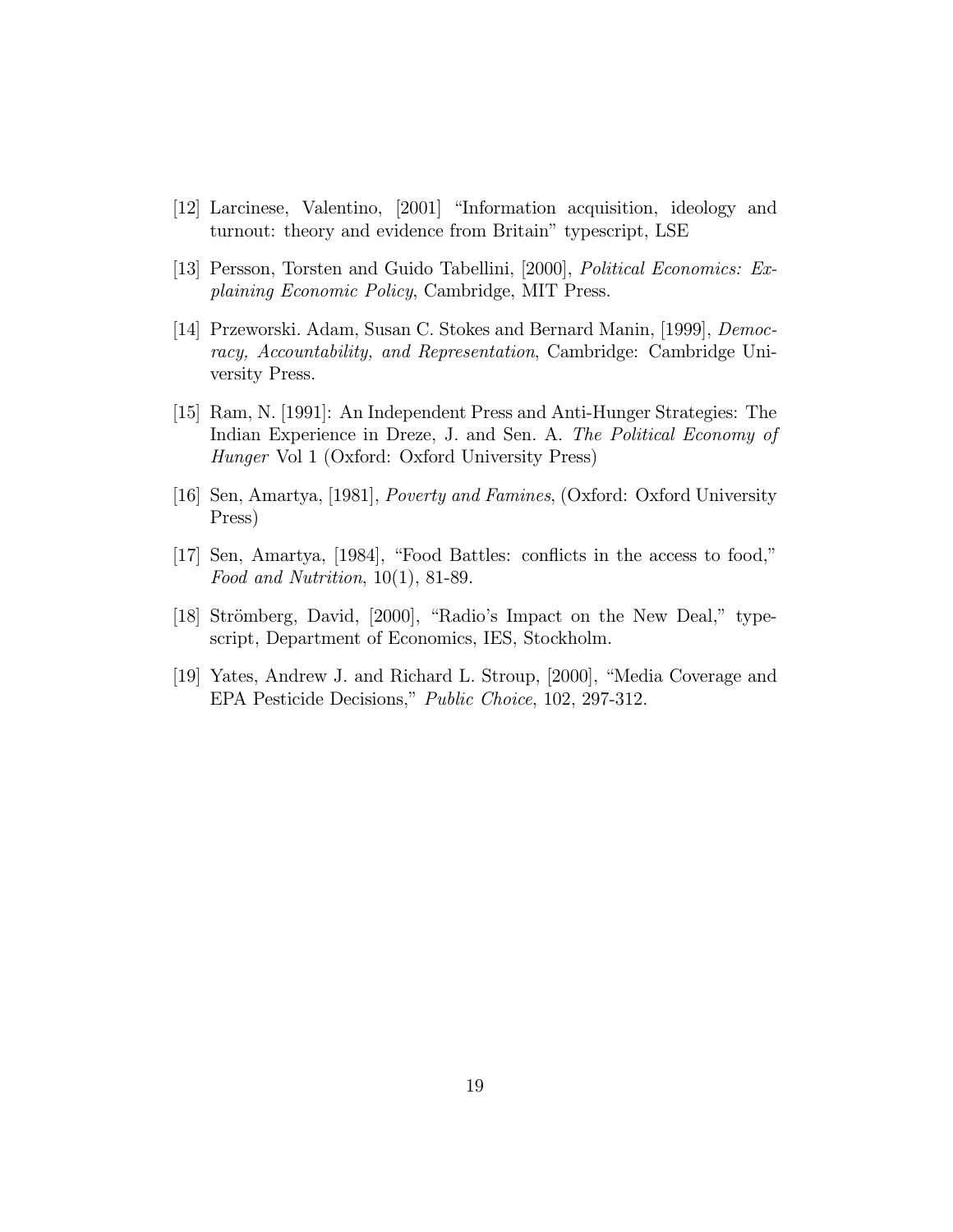[12] Larcinese, Valentino, [2001] "Information acquisition, ideology and turnout: theory and evidence from Britain" typescript, LSE

[13] Persson, Torsten and Guido Tabellini, [2000], *Political Economics: Explaining Economic Policy*, Cambridge, MIT Press.

[14] Przeworski. Adam, Susan C. Stokes and Bernard Manin, [1999], *Democracy, Accountability, and Representation*, Cambridge: Cambridge University Press.

[15] Ram, N. [1991]: An Independent Press and Anti-Hunger Strategies: The Indian Experience in Dreze, J. and Sen. A. *The Political Economy of Hunger* Vol 1 (Oxford: Oxford University Press)

[16] Sen, Amartya, [1981], *Poverty and Famines*, (Oxford: Oxford University Press)

[17] Sen, Amartya, [1984], "Food Battles: conflicts in the access to food," *Food and Nutrition*, 10(1), 81-89.

[18] Strömberg, David, [2000], "Radio's Impact on the New Deal," typescript, Department of Economics, IES, Stockholm.

[19] Yates, Andrew J. and Richard L. Stroup, [2000], "Media Coverage and EPA Pesticide Decisions," *Public Choice*, 102, 297-312.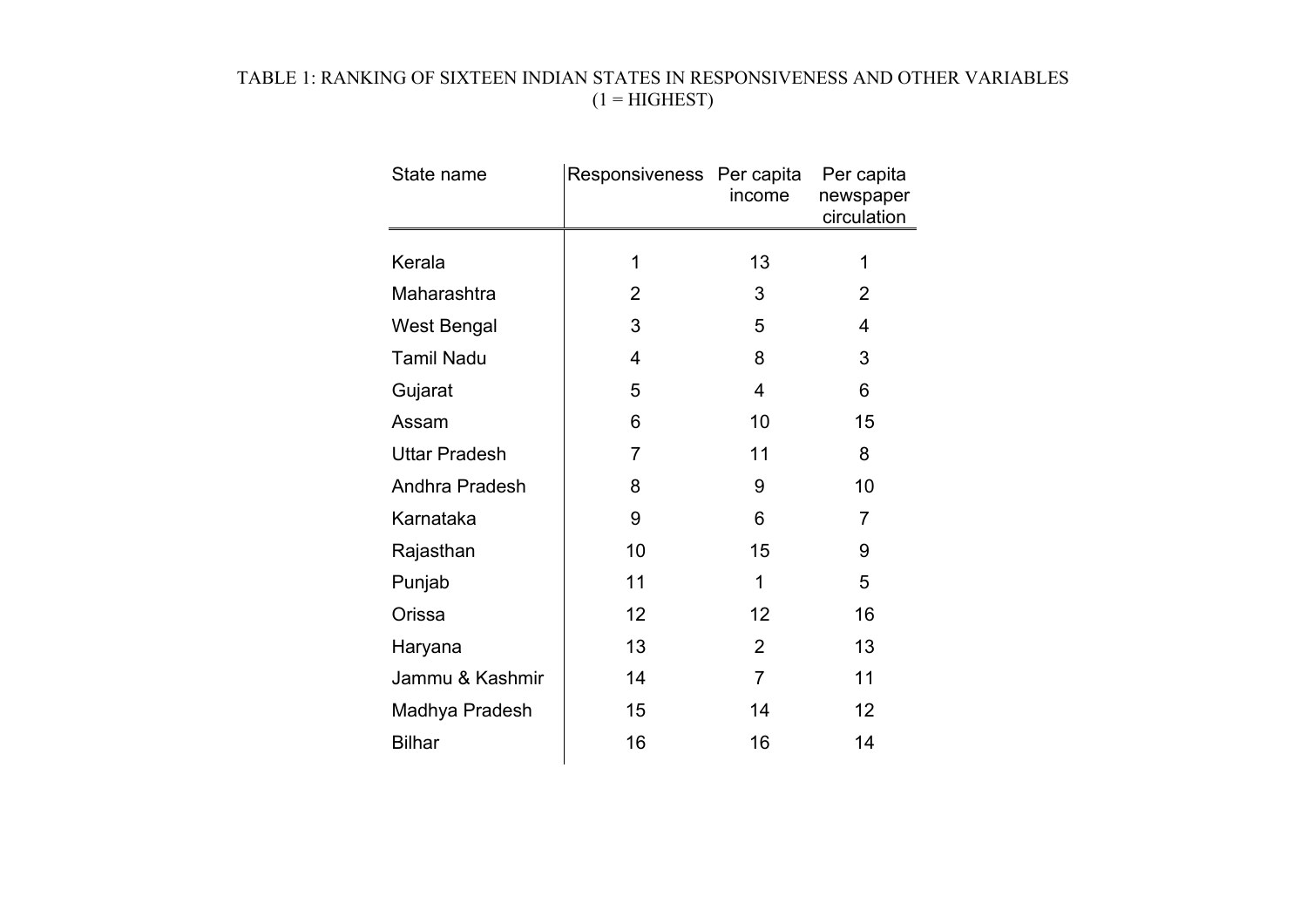TABLE 1: RANKING OF SIXTEEN INDIAN STATES IN RESPONSIVENESS AND OTHER VARIABLES (1 = HIGHEST)

| State name | Responsiveness | Per capita income | Per capita newspaper circulation |
|---|---|---|---|
| Kerala | 1 | 13 | 1 |
| Maharashtra | 2 | 3 | 2 |
| West Bengal | 3 | 5 | 4 |
| Tamil Nadu | 4 | 8 | 3 |
| Gujarat | 5 | 4 | 6 |
| Assam | 6 | 10 | 15 |
| Uttar Pradesh | 7 | 11 | 8 |
| Andhra Pradesh | 8 | 9 | 10 |
| Karnataka | 9 | 6 | 7 |
| Rajasthan | 10 | 15 | 9 |
| Punjab | 11 | 1 | 5 |
| Orissa | 12 | 12 | 16 |
| Haryana | 13 | 2 | 13 |
| Jammu & Kashmir | 14 | 7 | 11 |
| Madhya Pradesh | 15 | 14 | 12 |
| Bilhar | 16 | 16 | 14 |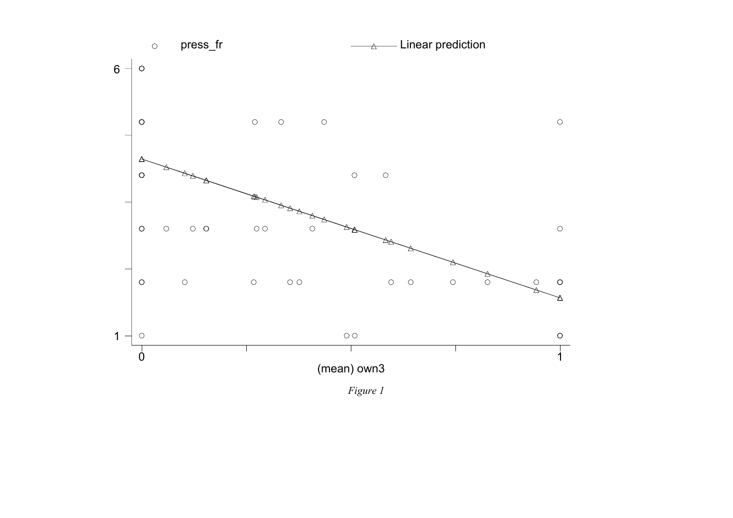*Figure 1*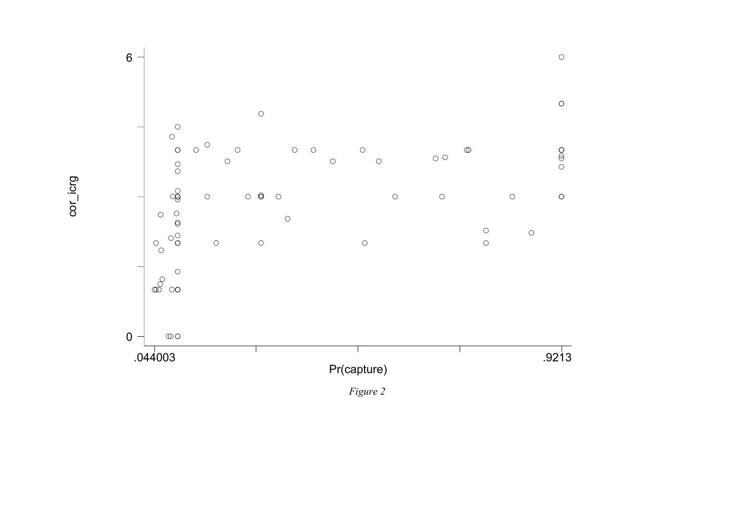6

0

cor_icrg

.044003

.9213

Pr(capture)

*Figure 2*